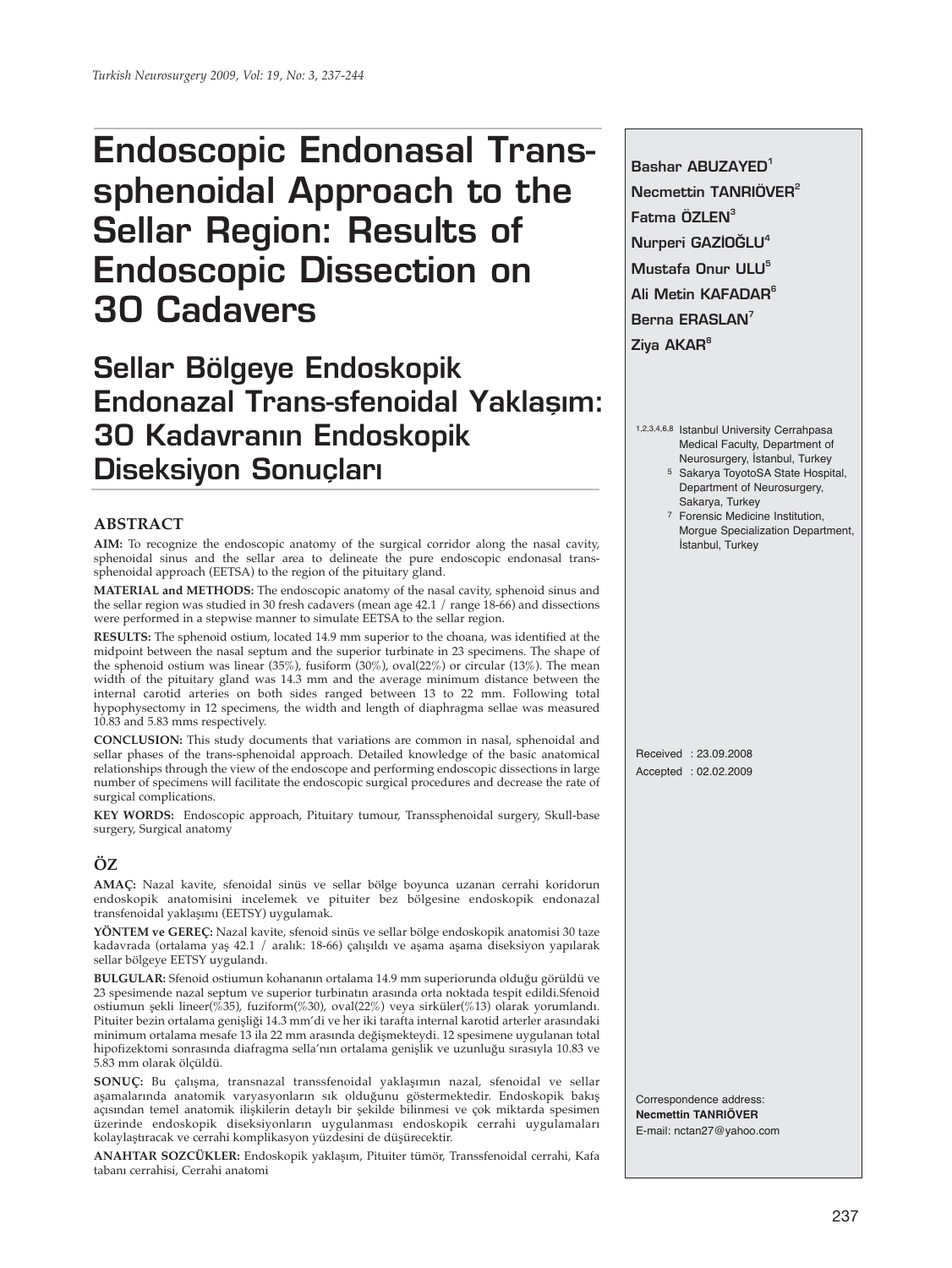# Endoscopic Endonasal Trans-sphenoidal Approach to the Sellar Region: Results of Endoscopic Dissection on 30 Cadavers

# Sellar Bölgeye Endoskopik Endonazal Trans-sfenoidal Yaklaşım: 30 Kadavranın Endoskopik Diseksiyon Sonuçları

**Bashar ABUZAYED**[1]
**Necmettin TANRIÖVER**[2]
**Fatma ÖZLEN**[3]
**Nurperi GAZİOĞLU**[4]
**Mustafa Onur ULU**[5]
**Ali Metin KAFADAR**[6]
**Berna ERASLAN**[7]
**Ziya AKAR**[8]

[1,2,3,4,6,8] Istanbul University Cerrahpasa Medical Faculty, Department of Neurosurgery, İstanbul, Turkey
[5] Sakarya ToyotoSA State Hospital, Department of Neurosurgery, Sakarya, Turkey
[7] Forensic Medicine Institution, Morgue Specialization Department, İstanbul, Turkey

Received : 23.09.2008
Accepted : 02.02.2009

Correspondence address:
**Necmettin TANRIÖVER**
E-mail: nctan27@yahoo.com

## ABSTRACT

**AIM:** To recognize the endoscopic anatomy of the surgical corridor along the nasal cavity, sphenoidal sinus and the sellar area to delineate the pure endoscopic endonasal trans-sphenoidal approach (EETSA) to the region of the pituitary gland.

**MATERIAL and METHODS:** The endoscopic anatomy of the nasal cavity, sphenoid sinus and the sellar region was studied in 30 fresh cadavers (mean age 42.1 / range 18-66) and dissections were performed in a stepwise manner to simulate EETSA to the sellar region.

**RESULTS:** The sphenoid ostium, located 14.9 mm superior to the choana, was identified at the midpoint between the nasal septum and the superior turbinate in 23 specimens. The shape of the sphenoid ostium was linear (35%), fusiform (30%), oval(22%) or circular (13%). The mean width of the pituitary gland was 14.3 mm and the average minimum distance between the internal carotid arteries on both sides ranged between 13 to 22 mm. Following total hypophysectomy in 12 specimens, the width and length of diaphragma sellae was measured 10.83 and 5.83 mms respectively.

**CONCLUSION:** This study documents that variations are common in nasal, sphenoidal and sellar phases of the trans-sphenoidal approach. Detailed knowledge of the basic anatomical relationships through the view of the endoscope and performing endoscopic dissections in large number of specimens will facilitate the endoscopic surgical procedures and decrease the rate of surgical complications.

**KEY WORDS:** Endoscopic approach, Pituitary tumour, Transsphenoidal surgery, Skull-base surgery, Surgical anatomy

## ÖZ

**AMAÇ:** Nazal kavite, sfenoidal sinüs ve sellar bölge boyunca uzanan cerrahi koridorun endoskopik anatomisini incelemek ve pituiter bez bölgesine endoskopik endonazal transfenoidal yaklaşımı (EETSY) uygulamak.

**YÖNTEM ve GEREÇ:** Nazal kavite, sfenoid sinüs ve sellar bölge endoskopik anatomisi 30 taze kadavrada (ortalama yaş 42.1 / aralık: 18-66) çalışıldı ve aşama aşama diseksiyon yapılarak sellar bölgeye EETSY uygulandı.

**BULGULAR:** Sfenoid ostiumun kohananın ortalama 14.9 mm superiorunda olduğu görüldü ve 23 spesimende nazal septum ve superior turbinatın arasında orta noktada tespit edildi.Sfenoid ostiumun şekli lineer(%35), fuziform(%30), oval(22%) veya sirküler(%13) olarak yorumlandı. Pituiter bezin ortalama genişliği 14.3 mm'di ve her iki tarafta internal karotid arterler arasındaki minimum ortalama mesafe 13 ila 22 mm arasında değişmekteydi. 12 spesimene uygulanan total hipofizektomi sonrasında diafragma sella'nın ortalama genişlik ve uzunluğu sırasıyla 10.83 ve 5.83 mm olarak ölçüldü.

**SONUÇ:** Bu çalışma, transnazal transsfenoidal yaklaşımın nazal, sfenoidal ve sellar aşamalarında anatomik varyasyonların sık olduğunu göstermektedir. Endoskopik bakış açısından temel anatomik ilişkilerin detaylı bir şekilde bilinmesi ve çok miktarda spesimen üzerinde endoskopik diseksiyonların uygulanması endoskopik cerrahi uygulamaları kolaylaştıracak ve cerrahi komplikasyon yüzdesini de düşürecektir.

**ANAHTAR SOZCÜKLER:** Endoskopik yaklaşım, Pituiter tümör, Transsfenoidal cerrahi, Kafa tabanı cerrahisi, Cerrahi anatomi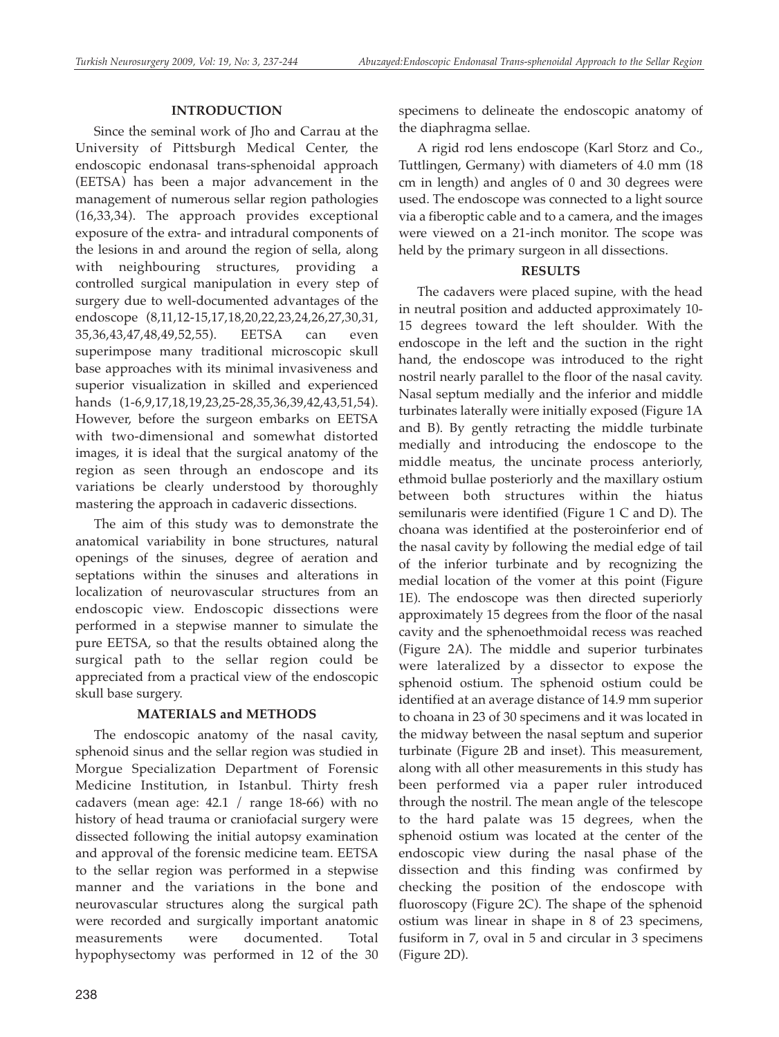## INTRODUCTION

Since the seminal work of Jho and Carrau at the University of Pittsburgh Medical Center, the endoscopic endonasal trans-sphenoidal approach (EETSA) has been a major advancement in the management of numerous sellar region pathologies (16,33,34). The approach provides exceptional exposure of the extra- and intradural components of the lesions in and around the region of sella, along with neighbouring structures, providing a controlled surgical manipulation in every step of surgery due to well-documented advantages of the endoscope (8,11,12-15,17,18,20,22,23,24,26,27,30,31, 35,36,43,47,48,49,52,55). EETSA can even superimpose many traditional microscopic skull base approaches with its minimal invasiveness and superior visualization in skilled and experienced hands (1-6,9,17,18,19,23,25-28,35,36,39,42,43,51,54). However, before the surgeon embarks on EETSA with two-dimensional and somewhat distorted images, it is ideal that the surgical anatomy of the region as seen through an endoscope and its variations be clearly understood by thoroughly mastering the approach in cadaveric dissections.

The aim of this study was to demonstrate the anatomical variability in bone structures, natural openings of the sinuses, degree of aeration and septations within the sinuses and alterations in localization of neurovascular structures from an endoscopic view. Endoscopic dissections were performed in a stepwise manner to simulate the pure EETSA, so that the results obtained along the surgical path to the sellar region could be appreciated from a practical view of the endoscopic skull base surgery.

## MATERIALS and METHODS

The endoscopic anatomy of the nasal cavity, sphenoid sinus and the sellar region was studied in Morgue Specialization Department of Forensic Medicine Institution, in Istanbul. Thirty fresh cadavers (mean age: 42.1 / range 18-66) with no history of head trauma or craniofacial surgery were dissected following the initial autopsy examination and approval of the forensic medicine team. EETSA to the sellar region was performed in a stepwise manner and the variations in the bone and neurovascular structures along the surgical path were recorded and surgically important anatomic measurements were documented. Total hypophysectomy was performed in 12 of the 30 specimens to delineate the endoscopic anatomy of the diaphragma sellae.

A rigid rod lens endoscope (Karl Storz and Co., Tuttlingen, Germany) with diameters of 4.0 mm (18 cm in length) and angles of 0 and 30 degrees were used. The endoscope was connected to a light source via a fiberoptic cable and to a camera, and the images were viewed on a 21-inch monitor. The scope was held by the primary surgeon in all dissections.

## RESULTS

The cadavers were placed supine, with the head in neutral position and adducted approximately 10-15 degrees toward the left shoulder. With the endoscope in the left and the suction in the right hand, the endoscope was introduced to the right nostril nearly parallel to the floor of the nasal cavity. Nasal septum medially and the inferior and middle turbinates laterally were initially exposed (Figure 1A and B). By gently retracting the middle turbinate medially and introducing the endoscope to the middle meatus, the uncinate process anteriorly, ethmoid bullae posteriorly and the maxillary ostium between both structures within the hiatus semilunaris were identified (Figure 1 C and D). The choana was identified at the posteroinferior end of the nasal cavity by following the medial edge of tail of the inferior turbinate and by recognizing the medial location of the vomer at this point (Figure 1E). The endoscope was then directed superiorly approximately 15 degrees from the floor of the nasal cavity and the sphenoethmoidal recess was reached (Figure 2A). The middle and superior turbinates were lateralized by a dissector to expose the sphenoid ostium. The sphenoid ostium could be identified at an average distance of 14.9 mm superior to choana in 23 of 30 specimens and it was located in the midway between the nasal septum and superior turbinate (Figure 2B and inset). This measurement, along with all other measurements in this study has been performed via a paper ruler introduced through the nostril. The mean angle of the telescope to the hard palate was 15 degrees, when the sphenoid ostium was located at the center of the endoscopic view during the nasal phase of the dissection and this finding was confirmed by checking the position of the endoscope with fluoroscopy (Figure 2C). The shape of the sphenoid ostium was linear in shape in 8 of 23 specimens, fusiform in 7, oval in 5 and circular in 3 specimens (Figure 2D).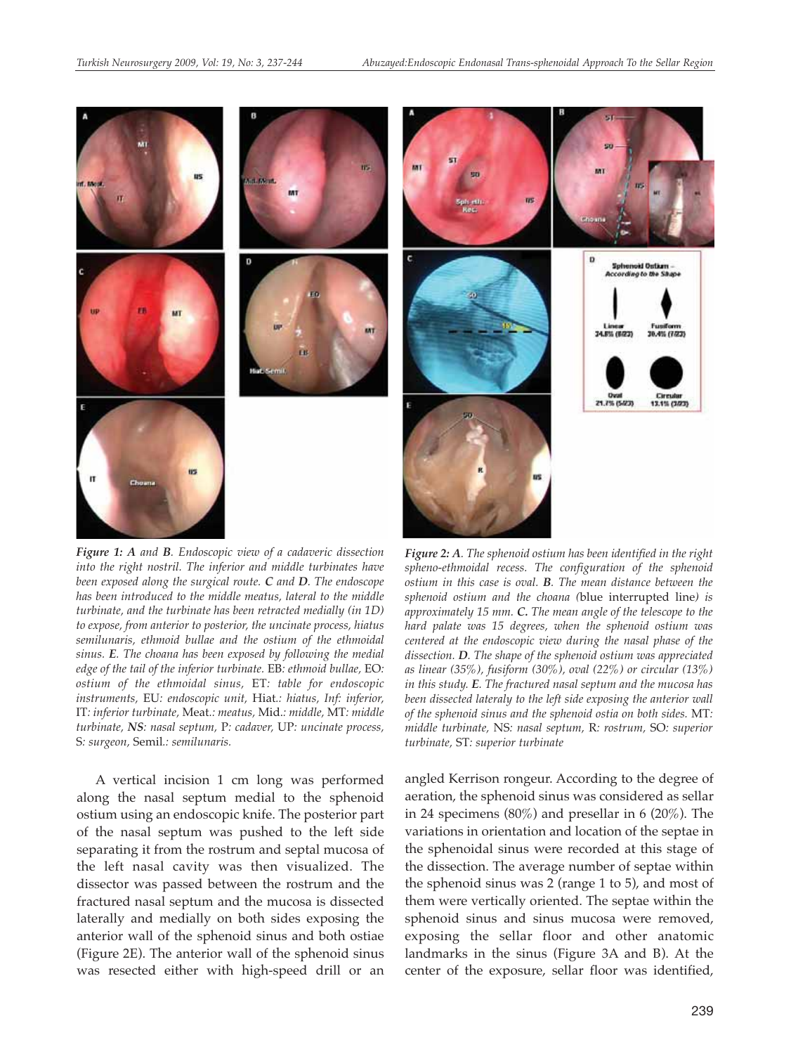*Figure 1: **A** and **B**. Endoscopic view of a cadaveric dissection into the right nostril. The inferior and middle turbinates have been exposed along the surgical route. **C** and **D**. The endoscope has been introduced to the middle meatus, lateral to the middle turbinate, and the turbinate has been retracted medially (in 1D) to expose, from anterior to posterior, the uncinate process, hiatus semilunaris, ethmoid bullae and the ostium of the ethmoidal sinus. **E**. The choana has been exposed by following the medial edge of the tail of the inferior turbinate.* EB*: ethmoid bullae,* EO*: ostium of the ethmoidal sinus,* ET*: table for endoscopic instruments,* EU*: endoscopic unit,* Hiat.*: hiatus, Inf: inferior,* IT*: inferior turbinate,* Meat.*: meatus,* Mid.*: middle,* MT*: middle turbinate, **NS**: nasal septum,* P*: cadaver,* UP*: uncinate process,* S*: surgeon,* Semil.*: semilunaris.*

*Figure 2: **A**. The sphenoid ostium has been identified in the right spheno-ethmoidal recess. The configuration of the sphenoid ostium in this case is oval. **B**. The mean distance between the sphenoid ostium and the choana (*blue interrupted line*) is approximately 15 mm. **C.** The mean angle of the telescope to the hard palate was 15 degrees, when the sphenoid ostium was centered at the endoscopic view during the nasal phase of the dissection. **D**. The shape of the sphenoid ostium was appreciated as linear (35%), fusiform (30%), oval (22%) or circular (13%) in this study. **E**. The fractured nasal septum and the mucosa has been dissected lateraly to the left side exposing the anterior wall of the sphenoid sinus and the sphenoid ostia on both sides.* MT*: middle turbinate,* NS*: nasal septum,* R*: rostrum,* SO*: superior turbinate,* ST*: superior turbinate*

A vertical incision 1 cm long was performed along the nasal septum medial to the sphenoid ostium using an endoscopic knife. The posterior part of the nasal septum was pushed to the left side separating it from the rostrum and septal mucosa of the left nasal cavity was then visualized. The dissector was passed between the rostrum and the fractured nasal septum and the mucosa is dissected laterally and medially on both sides exposing the anterior wall of the sphenoid sinus and both ostiae (Figure 2E). The anterior wall of the sphenoid sinus was resected either with high-speed drill or an angled Kerrison rongeur. According to the degree of aeration, the sphenoid sinus was considered as sellar in 24 specimens (80%) and presellar in 6 (20%). The variations in orientation and location of the septae in the sphenoidal sinus were recorded at this stage of the dissection. The average number of septae within the sphenoid sinus was 2 (range 1 to 5), and most of them were vertically oriented. The septae within the sphenoid sinus and sinus mucosa were removed, exposing the sellar floor and other anatomic landmarks in the sinus (Figure 3A and B). At the center of the exposure, sellar floor was identified,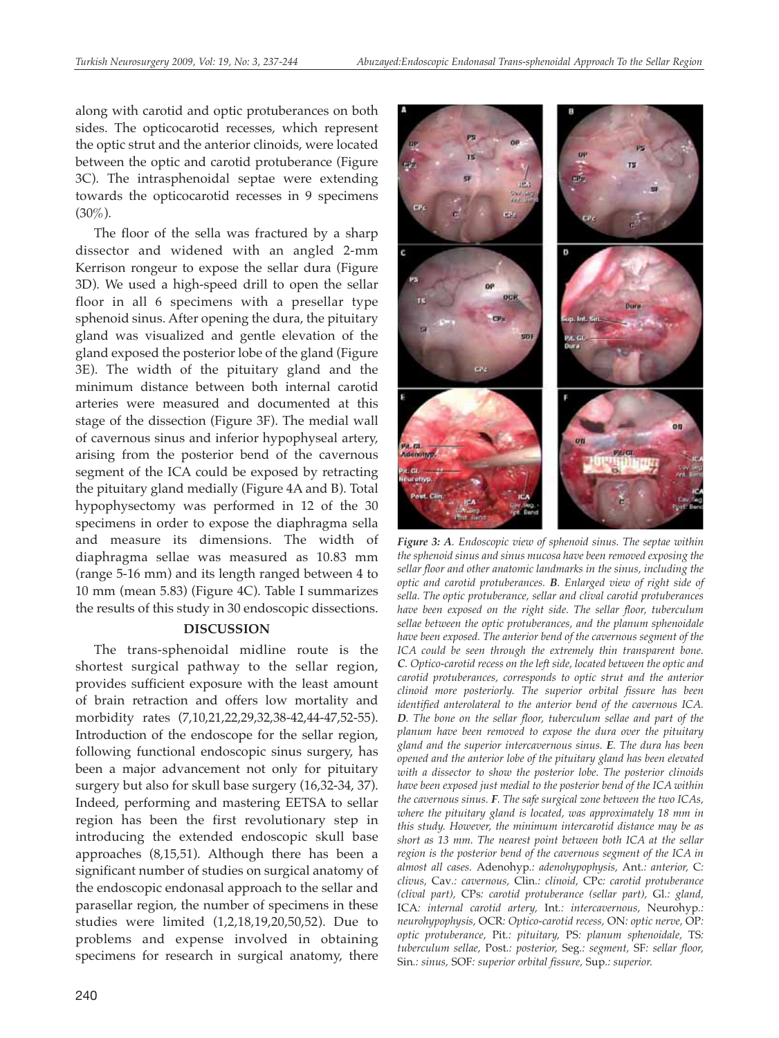along with carotid and optic protuberances on both sides. The opticocarotid recesses, which represent the optic strut and the anterior clinoids, were located between the optic and carotid protuberance (Figure 3C). The intrasphenoidal septae were extending towards the opticocarotid recesses in 9 specimens (30%).

The floor of the sella was fractured by a sharp dissector and widened with an angled 2-mm Kerrison rongeur to expose the sellar dura (Figure 3D). We used a high-speed drill to open the sellar floor in all 6 specimens with a presellar type sphenoid sinus. After opening the dura, the pituitary gland was visualized and gentle elevation of the gland exposed the posterior lobe of the gland (Figure 3E). The width of the pituitary gland and the minimum distance between both internal carotid arteries were measured and documented at this stage of the dissection (Figure 3F). The medial wall of cavernous sinus and inferior hypophyseal artery, arising from the posterior bend of the cavernous segment of the ICA could be exposed by retracting the pituitary gland medially (Figure 4A and B). Total hypophysectomy was performed in 12 of the 30 specimens in order to expose the diaphragma sella and measure its dimensions. The width of diaphragma sellae was measured as 10.83 mm (range 5-16 mm) and its length ranged between 4 to 10 mm (mean 5.83) (Figure 4C). Table I summarizes the results of this study in 30 endoscopic dissections.

## DISCUSSION

The trans-sphenoidal midline route is the shortest surgical pathway to the sellar region, provides sufficient exposure with the least amount of brain retraction and offers low mortality and morbidity rates (7,10,21,22,29,32,38-42,44-47,52-55). Introduction of the endoscope for the sellar region, following functional endoscopic sinus surgery, has been a major advancement not only for pituitary surgery but also for skull base surgery (16,32-34, 37). Indeed, performing and mastering EETSA to sellar region has been the first revolutionary step in introducing the extended endoscopic skull base approaches (8,15,51). Although there has been a significant number of studies on surgical anatomy of the endoscopic endonasal approach to the sellar and parasellar region, the number of specimens in these studies were limited (1,2,18,19,20,50,52). Due to problems and expense involved in obtaining specimens for research in surgical anatomy, there

***Figure 3:*** ***A**. Endoscopic view of sphenoid sinus. The septae within the sphenoid sinus and sinus mucosa have been removed exposing the sellar floor and other anatomic landmarks in the sinus, including the optic and carotid protuberances.* ***B**. Enlarged view of right side of sella. The optic protuberance, sellar and clival carotid protuberances have been exposed on the right side. The sellar floor, tuberculum sellae between the optic protuberances, and the planum sphenoidale have been exposed. The anterior bend of the cavernous segment of the ICA could be seen through the extremely thin transparent bone.* ***C**. Optico-carotid recess on the left side, located between the optic and carotid protuberances, corresponds to optic strut and the anterior clinoid more posteriorly. The superior orbital fissure has been identified anterolateral to the anterior bend of the cavernous ICA.* ***D**. The bone on the sellar floor, tuberculum sellae and part of the planum have been removed to expose the dura over the pituitary gland and the superior intercavernous sinus.* ***E**. The dura has been opened and the anterior lobe of the pituitary gland has been elevated with a dissector to show the posterior lobe. The posterior clinoids have been exposed just medial to the posterior bend of the ICA within the cavernous sinus.* ***F**. The safe surgical zone between the two ICAs, where the pituitary gland is located, was approximately 18 mm in this study. However, the minimum intercarotid distance may be as short as 13 mm. The nearest point between both ICA at the sellar region is the posterior bend of the cavernous segment of the ICA in almost all cases.* Adenohyp.*: adenohypophysis,* Ant.*: anterior,* C*: clivus,* Cav.*: cavernous,* Clin.*: clinoid,* CPc*: carotid protuberance (clival part),* CPs*: carotid protuberance (sellar part),* Gl.*: gland,* ICA*: internal carotid artery,* Int.*: intercavernous,* Neurohyp.*: neurohypophysis,* OCR*: Optico-carotid recess,* ON*: optic nerve,* OP*: optic protuberance,* Pit.*: pituitary,* PS*: planum sphenoidale,* TS*: tuberculum sellae,* Post.*: posterior,* Seg.*: segment,* SF*: sellar floor,* Sin.*: sinus,* SOF*: superior orbital fissure,* Sup.*: superior.*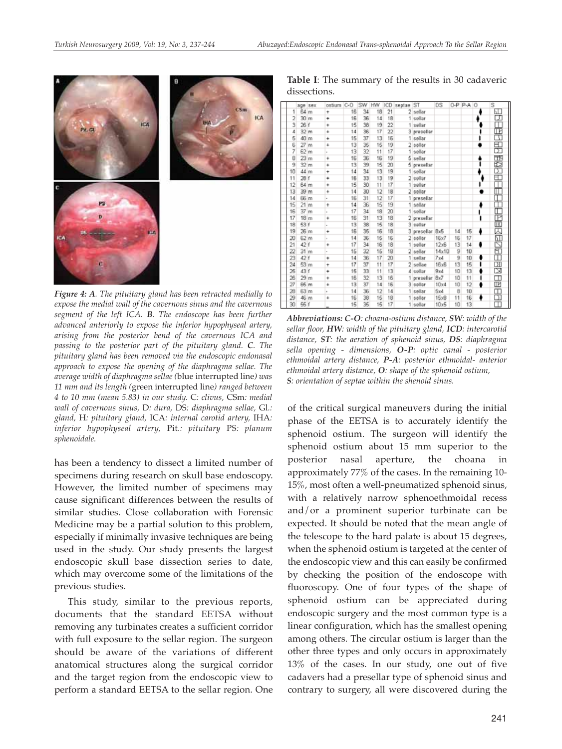*Figure 4: A. The pituitary gland has been retracted medially to expose the medial wall of the cavernous sinus and the cavernous segment of the left ICA. B. The endoscope has been further advanced anteriorly to expose the inferior hypophyseal artery, arising from the posterior bend of the cavernous ICA and passing to the posterior part of the pituitary gland. C. The pituitary gland has been removed via the endoscopic endonasal approach to expose the opening of the diaphragma sellae. The average width of diaphragma sellae (*blue interrupted line*) was 11 mm and its length (*green interrupted line*) ranged between 4 to 10 mm (mean 5.83) in our study.* C*: clivus,* CSm*: medial wall of cavernous sinus,* D*: dura,* DS*: diaphragma sellae,* Gl.*: gland,* H*: pituitary gland,* ICA*: internal carotid artery,* IHA*: inferior hypophyseal artery,* Pit.*: pituitary* PS*: planum sphenoidale.*

**Table I**: The summary of the results in 30 cadaveric dissections.

| | age | sex | ostium | C-O | SW | HW | ICD | septae | ST | DS | O-P | P-A | O | S |
|---|---|---|---|---|---|---|---|---|---|---|---|---|---|---|
| 1 | 64 | m | + | 16 | 34 | 18 | 21 | 2 | sellar | | | | | |
| 2 | 30 | m | + | 16 | 36 | 14 | 18 | 1 | sellar | | | | | |
| 3 | 26 | f | + | 15 | 38 | 19 | 22 | 1 | sellar | | | | | |
| 4 | 32 | m | + | 14 | 36 | 17 | 22 | 3 | presellar | | | | | |
| 5 | 40 | m | + | 15 | 37 | 13 | 16 | 1 | sellar | | | | | |
| 6 | 27 | m | + | 13 | 35 | 15 | 19 | 2 | sellar | | | | | |
| 7 | 62 | m | - | 13 | 32 | 11 | 17 | 1 | sellar | | | | | |
| 8 | 23 | m | + | 16 | 36 | 16 | 19 | 5 | sellar | | | | | |
| 9 | 32 | m | + | 13 | 39 | 15 | 20 | 5 | presellar | | | | | |
| 10 | 44 | m | + | 14 | 34 | 13 | 19 | 1 | sellar | | | | | |
| 11 | 28 | f | + | 16 | 33 | 13 | 19 | 2 | sellar | | | | | |
| 12 | 64 | m | + | 15 | 30 | 11 | 17 | 1 | sellar | | | | | |
| 13 | 39 | m | + | 14 | 30 | 12 | 18 | 2 | sellar | | | | | |
| 14 | 66 | m | - | 16 | 31 | 12 | 17 | 1 | presellar | | | | | |
| 15 | 21 | m | + | 14 | 36 | 15 | 19 | 1 | sellar | | | | | |
| 16 | 37 | m | - | 17 | 34 | 18 | 20 | 1 | sellar | | | | | |
| 17 | 18 | m | + | 16 | 31 | 13 | 18 | 2 | presellar | | | | | |
| 18 | 53 | f | - | 13 | 38 | 15 | 18 | 3 | sellar | | | | | |
| 19 | 26 | m | + | 16 | 35 | 16 | 18 | 3 | presellar | 8x5 | 14 | 15 | | |
| 20 | 62 | m | - | 14 | 36 | 15 | 16 | 2 | sellar | 16x7 | 16 | 17 | | |
| 21 | 42 | f | + | 17 | 34 | 16 | 18 | 1 | sellar | 12x6 | 13 | 14 | | |
| 22 | 31 | m | - | 15 | 32 | 15 | 18 | 2 | sellar | 14x10 | 9 | 10 | | |
| 23 | 42 | f | + | 14 | 36 | 17 | 20 | 1 | sellar | 7x4 | 9 | 10 | | |
| 24 | 53 | m | + | 17 | 37 | 11 | 17 | 2 | sellar | 16x6 | 13 | 15 | | |
| 25 | 43 | f | + | 15 | 33 | 11 | 13 | 4 | sellar | 9x4 | 10 | 13 | | |
| 26 | 29 | m | + | 16 | 32 | 13 | 16 | 1 | presellar | 8x7 | 10 | 11 | | |
| 27 | 65 | m | + | 13 | 37 | 14 | 16 | 3 | sellar | 10x4 | 10 | 12 | | |
| 28 | 63 | m | - | 14 | 36 | 12 | 14 | 1 | sellar | 5x4 | 8 | 10 | | |
| 29 | 46 | m | + | 16 | 38 | 15 | 18 | 1 | sellar | 15x8 | 11 | 16 | | |
| 30 | 55 | f | | 15 | 35 | 15 | 17 | 1 | sellar | 10x5 | 10 | 13 | | |

*Abbreviations: **C-O**: choana-ostium distance, **SW**: width of the sellar floor, **HW**: width of the pituitary gland, **ICD**: intercarotid distance, **ST**: the aeration of sphenoid sinus, **DS**: diaphragma sella opening - dimensions, **O-P**: optic canal - posterior ethmoidal artery distance, **P-A**: posterior ethmoidal- anterior ethmoidal artery distance, **O**: shape of the sphenoid ostium, **S**: orientation of septae within the shenoid sinus.*

has been a tendency to dissect a limited number of specimens during research on skull base endoscopy. However, the limited number of specimens may cause significant differences between the results of similar studies. Close collaboration with Forensic Medicine may be a partial solution to this problem, especially if minimally invasive techniques are being used in the study. Our study presents the largest endoscopic skull base dissection series to date, which may overcome some of the limitations of the previous studies.

This study, similar to the previous reports, documents that the standard EETSA without removing any turbinates creates a sufficient corridor with full exposure to the sellar region. The surgeon should be aware of the variations of different anatomical structures along the surgical corridor and the target region from the endoscopic view to perform a standard EETSA to the sellar region. One of the critical surgical maneuvers during the initial phase of the EETSA is to accurately identify the sphenoid ostium. The surgeon will identify the sphenoid ostium about 15 mm superior to the posterior nasal aperture, the choana in approximately 77% of the cases. In the remaining 10-15%, most often a well-pneumatized sphenoid sinus, with a relatively narrow sphenoethmoidal recess and/or a prominent superior turbinate can be expected. It should be noted that the mean angle of the telescope to the hard palate is about 15 degrees, when the sphenoid ostium is targeted at the center of the endoscopic view and this can easily be confirmed by checking the position of the endoscope with fluoroscopy. One of four types of the shape of sphenoid ostium can be appreciated during endoscopic surgery and the most common type is a linear configuration, which has the smallest opening among others. The circular ostium is larger than the other three types and only occurs in approximately 13% of the cases. In our study, one out of five cadavers had a presellar type of sphenoid sinus and contrary to surgery, all were discovered during the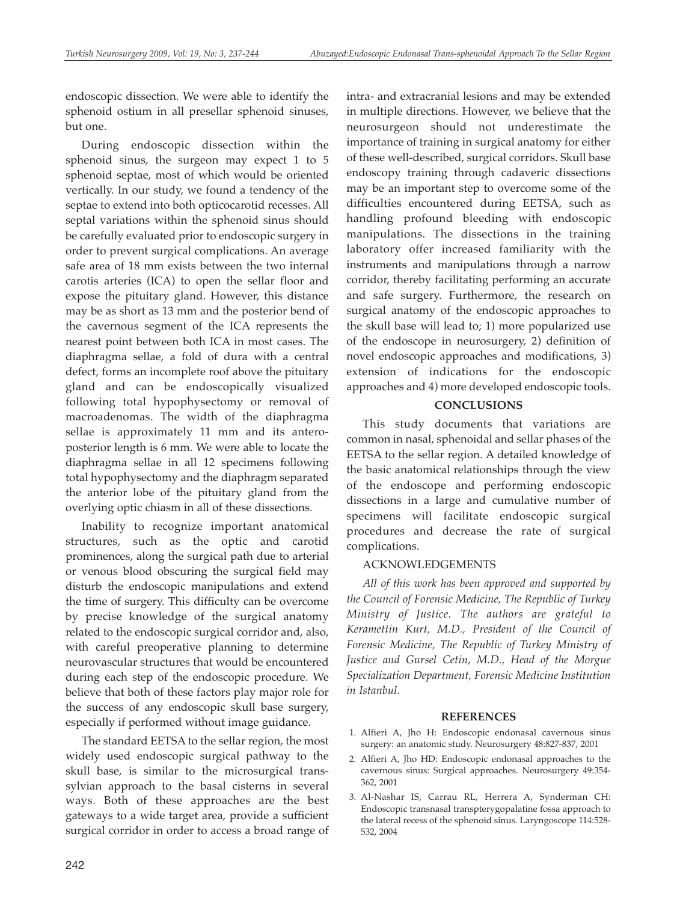endoscopic dissection. We were able to identify the sphenoid ostium in all presellar sphenoid sinuses, but one.

During endoscopic dissection within the sphenoid sinus, the surgeon may expect 1 to 5 sphenoid septae, most of which would be oriented vertically. In our study, we found a tendency of the septae to extend into both opticocarotid recesses. All septal variations within the sphenoid sinus should be carefully evaluated prior to endoscopic surgery in order to prevent surgical complications. An average safe area of 18 mm exists between the two internal carotis arteries (ICA) to open the sellar floor and expose the pituitary gland. However, this distance may be as short as 13 mm and the posterior bend of the cavernous segment of the ICA represents the nearest point between both ICA in most cases. The diaphragma sellae, a fold of dura with a central defect, forms an incomplete roof above the pituitary gland and can be endoscopically visualized following total hypophysectomy or removal of macroadenomas. The width of the diaphragma sellae is approximately 11 mm and its antero-posterior length is 6 mm. We were able to locate the diaphragma sellae in all 12 specimens following total hypophysectomy and the diaphragm separated the anterior lobe of the pituitary gland from the overlying optic chiasm in all of these dissections.

Inability to recognize important anatomical structures, such as the optic and carotid prominences, along the surgical path due to arterial or venous blood obscuring the surgical field may disturb the endoscopic manipulations and extend the time of surgery. This difficulty can be overcome by precise knowledge of the surgical anatomy related to the endoscopic surgical corridor and, also, with careful preoperative planning to determine neurovascular structures that would be encountered during each step of the endoscopic procedure. We believe that both of these factors play major role for the success of any endoscopic skull base surgery, especially if performed without image guidance.

The standard EETSA to the sellar region, the most widely used endoscopic surgical pathway to the skull base, is similar to the microsurgical trans-sylvian approach to the basal cisterns in several ways. Both of these approaches are the best gateways to a wide target area, provide a sufficient surgical corridor in order to access a broad range of intra- and extracranial lesions and may be extended in multiple directions. However, we believe that the neurosurgeon should not underestimate the importance of training in surgical anatomy for either of these well-described, surgical corridors. Skull base endoscopy training through cadaveric dissections may be an important step to overcome some of the difficulties encountered during EETSA, such as handling profound bleeding with endoscopic manipulations. The dissections in the training laboratory offer increased familiarity with the instruments and manipulations through a narrow corridor, thereby facilitating performing an accurate and safe surgery. Furthermore, the research on surgical anatomy of the endoscopic approaches to the skull base will lead to; 1) more popularized use of the endoscope in neurosurgery, 2) definition of novel endoscopic approaches and modifications, 3) extension of indications for the endoscopic approaches and 4) more developed endoscopic tools.

## CONCLUSIONS

This study documents that variations are common in nasal, sphenoidal and sellar phases of the EETSA to the sellar region. A detailed knowledge of the basic anatomical relationships through the view of the endoscope and performing endoscopic dissections in a large and cumulative number of specimens will facilitate endoscopic surgical procedures and decrease the rate of surgical complications.

## ACKNOWLEDGEMENTS

*All of this work has been approved and supported by the Council of Forensic Medicine, The Republic of Turkey Ministry of Justice. The authors are grateful to Keramettin Kurt, M.D., President of the Council of Forensic Medicine, The Republic of Turkey Ministry of Justice and Gursel Cetin, M.D., Head of the Morgue Specialization Department, Forensic Medicine Institution in Istanbul.*

## REFERENCES

1. Alfieri A, Jho H: Endoscopic endonasal cavernous sinus surgery: an anatomic study. Neurosurgery 48:827-837, 2001
2. Alfieri A, Jho HD: Endoscopic endonasal approaches to the cavernous sinus: Surgical approaches. Neurosurgery 49:354-362, 2001
3. Al-Nashar IS, Carrau RL, Herrera A, Synderman CH: Endoscopic transnasal transpterygopalatine fossa approach to the lateral recess of the sphenoid sinus. Laryngoscope 114:528-532, 2004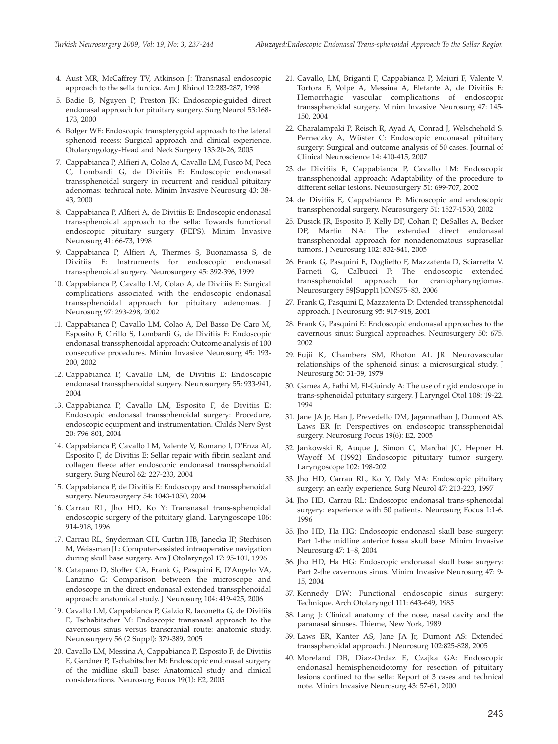4. Aust MR, McCaffrey TV, Atkinson J: Transnasal endoscopic approach to the sella turcica. Am J Rhinol 12:283-287, 1998
5. Badie B, Nguyen P, Preston JK: Endoscopic-guided direct endonasal approach for pituitary surgery. Surg Neurol 53:168-173, 2000
6. Bolger WE: Endoscopic transpterygoid approach to the lateral sphenoid recess: Surgical approach and clinical experience. Otolaryngology-Head and Neck Surgery 133:20-26, 2005
7. Cappabianca P, Alfieri A, Colao A, Cavallo LM, Fusco M, Peca C, Lombardi G, de Divitiis E: Endoscopic endonasal transsphenoidal surgery in recurrent and residual pituitary adenomas: technical note. Minim Invasive Neurosurg 43: 38-43, 2000
8. Cappabianca P, Alfieri A, de Divitiis E: Endoscopic endonasal transsphenoidal approach to the sella: Towards functional endoscopic pituitary surgery (FEPS). Minim Invasive Neurosurg 41: 66-73, 1998
9. Cappabianca P, Alfieri A, Thermes S, Buonamassa S, de Divitiis E: Instruments for endoscopic endonasal transsphenoidal surgery. Neurosurgery 45: 392-396, 1999
10. Cappabianca P, Cavallo LM, Colao A, de Divitiis E: Surgical complications associated with the endoscopic endonasal transsphenoidal approach for pituitary adenomas. J Neurosurg 97: 293-298, 2002
11. Cappabianca P, Cavallo LM, Colao A, Del Basso De Caro M, Esposito F, Cirillo S, Lombardi G, de Divitiis E: Endoscopic endonasal transsphenoidal approach: Outcome analysis of 100 consecutive procedures. Minim Invasive Neurosurg 45: 193-200, 2002
12. Cappabianca P, Cavallo LM, de Divitiis E: Endoscopic endonasal transsphenoidal surgery. Neurosurgery 55: 933-941, 2004
13. Cappabianca P, Cavallo LM, Esposito F, de Divitiis E: Endoscopic endonasal transsphenoidal surgery: Procedure, endoscopic equipment and instrumentation. Childs Nerv Syst 20: 796-801, 2004
14. Cappabianca P, Cavallo LM, Valente V, Romano I, D'Enza AI, Esposito F, de Divitiis E: Sellar repair with fibrin sealant and collagen fleece after endoscopic endonasal transsphenoidal surgery. Surg Neurol 62: 227-233, 2004
15. Cappabianca P, de Divitiis E: Endoscopy and transsphenoidal surgery. Neurosurgery 54: 1043-1050, 2004
16. Carrau RL, Jho HD, Ko Y: Transnasal trans-sphenoidal endoscopic surgery of the pituitary gland. Laryngoscope 106: 914-918, 1996
17. Carrau RL, Snyderman CH, Curtin HB, Janecka IP, Stechison M, Weissman JL: Computer-assisted intraoperative navigation during skull base surgery. Am J Otolaryngol 17: 95-101, 1996
18. Catapano D, Sloffer CA, Frank G, Pasquini E, D'Angelo VA, Lanzino G: Comparison between the microscope and endoscope in the direct endonasal extended transsphenoidal approach: anatomical study. J Neurosurg 104: 419-425, 2006
19. Cavallo LM, Cappabianca P, Galzio R, Iaconetta G, de Divitiis E, Tschabitscher M: Endoscopic transnasal approach to the cavernous sinus versus transcranial route: anatomic study. Neurosurgery 56 (2 Suppl): 379-389, 2005
20. Cavallo LM, Messina A, Cappabianca P, Esposito F, de Divitiis E, Gardner P, Tschabitscher M: Endoscopic endonasal surgery of the midline skull base: Anatomical study and clinical considerations. Neurosurg Focus 19(1): E2, 2005
21. Cavallo, LM, Briganti F, Cappabianca P, Maiuri F, Valente V, Tortora F, Volpe A, Messina A, Elefante A, de Divitiis E: Hemorrhagic vascular complications of endoscopic transsphenoidal surgery. Minim Invasive Neurosurg 47: 145-150, 2004
22. Charalampaki P, Reisch R, Ayad A, Conrad J, Welschehold S, Perneczky A, Wüster C: Endoscopic endonasal pituitary surgery: Surgical and outcome analysis of 50 cases. Journal of Clinical Neuroscience 14: 410-415, 2007
23. de Divitiis E, Cappabianca P, Cavallo LM: Endoscopic transsphenoidal approach: Adaptability of the procedure to different sellar lesions. Neurosurgery 51: 699-707, 2002
24. de Divitiis E, Cappabianca P: Microscopic and endoscopic transsphenoidal surgery. Neurosurgery 51: 1527-1530, 2002
25. Dusick JR, Esposito F, Kelly DF, Cohan P, DeSalles A, Becker DP, Martin NA: The extended direct endonasal transsphenoidal approach for nonadenomatous suprasellar tumors. J Neurosurg 102: 832-841, 2005
26. Frank G, Pasquini E, Doglietto F, Mazzatenta D, Sciarretta V, Farneti G, Calbucci F: The endoscopic extended transsphenoidal approach for craniopharyngiomas. Neurosurgery 59[Suppl1]:ONS75–83, 2006
27. Frank G, Pasquini E, Mazzatenta D: Extended transsphenoidal approach. J Neurosurg 95: 917-918, 2001
28. Frank G, Pasquini E: Endoscopic endonasal approaches to the cavernous sinus: Surgical approaches. Neurosurgery 50: 675, 2002
29. Fujii K, Chambers SM, Rhoton AL JR: Neurovascular relationships of the sphenoid sinus: a microsurgical study. J Neurosurg 50: 31-39, 1979
30. Gamea A, Fathi M, El-Guindy A: The use of rigid endoscope in trans-sphenoidal pituitary surgery. J Laryngol Otol 108: 19-22, 1994
31. Jane JA Jr, Han J, Prevedello DM, Jagannathan J, Dumont AS, Laws ER Jr: Perspectives on endoscopic transsphenoidal surgery. Neurosurg Focus 19(6): E2, 2005
32. Jankowski R, Auque J, Simon C, Marchal JC, Hepner H, Wayoff M (1992) Endoscopic pituitary tumor surgery. Laryngoscope 102: 198-202
33. Jho HD, Carrau RL, Ko Y, Daly MA: Endoscopic pituitary surgery: an early experience. Surg Neurol 47: 213-223, 1997
34. Jho HD, Carrau RL: Endoscopic endonasal trans-sphenoidal surgery: experience with 50 patients. Neurosurg Focus 1:1-6, 1996
35. Jho HD, Ha HG: Endoscopic endonasal skull base surgery: Part 1-the midline anterior fossa skull base. Minim Invasive Neurosurg 47: 1–8, 2004
36. Jho HD, Ha HG: Endoscopic endonasal skull base surgery: Part 2-the cavernous sinus. Minim Invasive Neurosurg 47: 9-15, 2004
37. Kennedy DW: Functional endoscopic sinus surgery: Technique. Arch Otolaryngol 111: 643-649, 1985
38. Lang J: Clinical anatomy of the nose, nasal cavity and the paranasal sinuses. Thieme, New York, 1989
39. Laws ER, Kanter AS, Jane JA Jr, Dumont AS: Extended transsphenoidal approach. J Neurosurg 102:825-828, 2005
40. Moreland DB, Diaz-Ordaz E, Czajka GA: Endoscopic endonasal hemisphenoidotomy for resection of pituitary lesions confined to the sella: Report of 3 cases and technical note. Minim Invasive Neurosurg 43: 57-61, 2000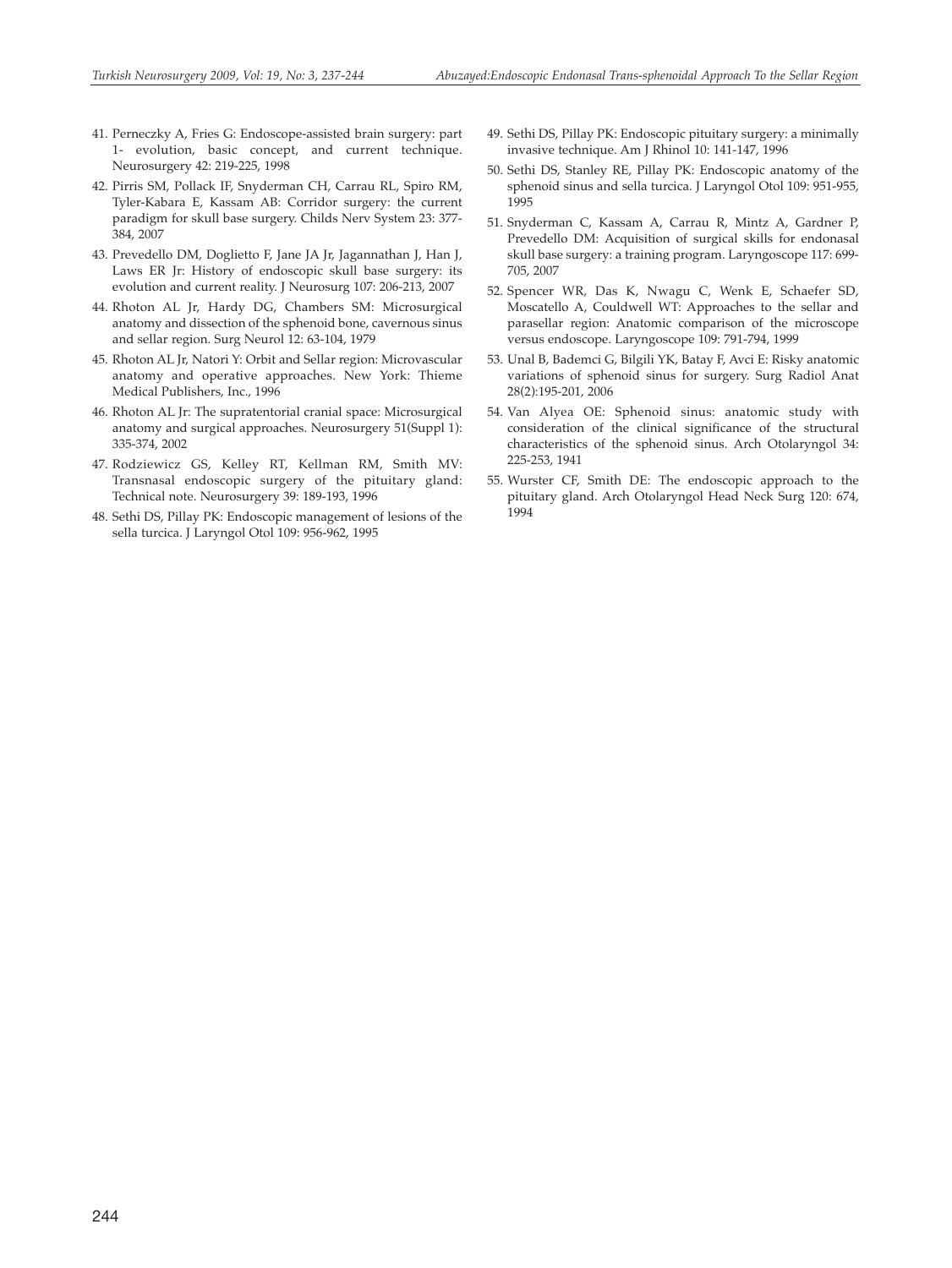41. Perneczky A, Fries G: Endoscope-assisted brain surgery: part 1- evolution, basic concept, and current technique. Neurosurgery 42: 219-225, 1998
42. Pirris SM, Pollack IF, Snyderman CH, Carrau RL, Spiro RM, Tyler-Kabara E, Kassam AB: Corridor surgery: the current paradigm for skull base surgery. Childs Nerv System 23: 377-384, 2007
43. Prevedello DM, Doglietto F, Jane JA Jr, Jagannathan J, Han J, Laws ER Jr: History of endoscopic skull base surgery: its evolution and current reality. J Neurosurg 107: 206-213, 2007
44. Rhoton AL Jr, Hardy DG, Chambers SM: Microsurgical anatomy and dissection of the sphenoid bone, cavernous sinus and sellar region. Surg Neurol 12: 63-104, 1979
45. Rhoton AL Jr, Natori Y: Orbit and Sellar region: Microvascular anatomy and operative approaches. New York: Thieme Medical Publishers, Inc., 1996
46. Rhoton AL Jr: The supratentorial cranial space: Microsurgical anatomy and surgical approaches. Neurosurgery 51(Suppl 1): 335-374, 2002
47. Rodziewicz GS, Kelley RT, Kellman RM, Smith MV: Transnasal endoscopic surgery of the pituitary gland: Technical note. Neurosurgery 39: 189-193, 1996
48. Sethi DS, Pillay PK: Endoscopic management of lesions of the sella turcica. J Laryngol Otol 109: 956-962, 1995
49. Sethi DS, Pillay PK: Endoscopic pituitary surgery: a minimally invasive technique. Am J Rhinol 10: 141-147, 1996
50. Sethi DS, Stanley RE, Pillay PK: Endoscopic anatomy of the sphenoid sinus and sella turcica. J Laryngol Otol 109: 951-955, 1995
51. Snyderman C, Kassam A, Carrau R, Mintz A, Gardner P, Prevedello DM: Acquisition of surgical skills for endonasal skull base surgery: a training program. Laryngoscope 117: 699-705, 2007
52. Spencer WR, Das K, Nwagu C, Wenk E, Schaefer SD, Moscatello A, Couldwell WT: Approaches to the sellar and parasellar region: Anatomic comparison of the microscope versus endoscope. Laryngoscope 109: 791-794, 1999
53. Unal B, Bademci G, Bilgili YK, Batay F, Avci E: Risky anatomic variations of sphenoid sinus for surgery. Surg Radiol Anat 28(2):195-201, 2006
54. Van Alyea OE: Sphenoid sinus: anatomic study with consideration of the clinical significance of the structural characteristics of the sphenoid sinus. Arch Otolaryngol 34: 225-253, 1941
55. Wurster CF, Smith DE: The endoscopic approach to the pituitary gland. Arch Otolaryngol Head Neck Surg 120: 674, 1994